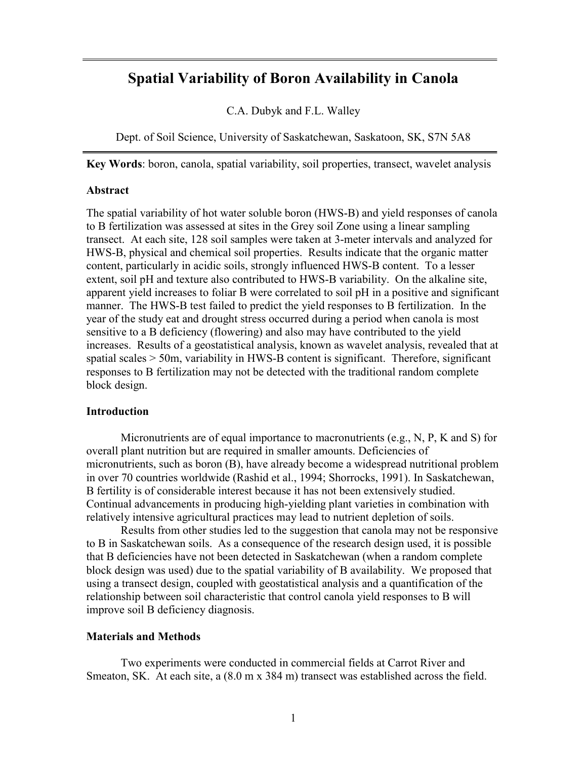# Spatial Variability of Boron Availability in Canola

C.A. Dubyk and F.L. Walley

Dept. of Soil Science, University of Saskatchewan, Saskatoon, SK, S7N 5A8

**Key Words**: boron, canola, spatial variability, soil properties, transect, wavelet analysis

## Abstract

The spatial variability of hot water soluble boron (HWS-B) and yield responses of canola to B fertilization was assessed at sites in the Grey soil Zone using a linear sampling transect. At each site, 128 soil samples were taken at 3-meter intervals and analyzed for HWS-B, physical and chemical soil properties. Results indicate that the organic matter content, particularly in acidic soils, strongly influenced HWS-B content. To a lesser extent, soil pH and texture also contributed to HWS-B variability. On the alkaline site, apparent yield increases to foliar B were correlated to soil pH in a positive and significant manner. The HWS-B test failed to predict the yield responses to B fertilization. In the year of the study eat and drought stress occurred during a period when canola is most sensitive to a B deficiency (flowering) and also may have contributed to the yield increases. Results of a geostatistical analysis, known as wavelet analysis, revealed that at spatial scales > 50m, variability in HWS-B content is significant. Therefore, significant responses to B fertilization may not be detected with the traditional random complete block design.

## Introduction

Micronutrients are of equal importance to macronutrients (e.g., N, P, K and S) for overall plant nutrition but are required in smaller amounts. Deficiencies of micronutrients, such as boron (B), have already become a widespread nutritional problem in over 70 countries worldwide (Rashid et al., 1994; Shorrocks, 1991). In Saskatchewan, B fertility is of considerable interest because it has not been extensively studied. Continual advancements in producing high-yielding plant varieties in combination with relatively intensive agricultural practices may lead to nutrient depletion of soils.

Results from other studies led to the suggestion that canola may not be responsive to B in Saskatchewan soils. As a consequence of the research design used, it is possible that B deficiencies have not been detected in Saskatchewan (when a random complete block design was used) due to the spatial variability of B availability. We proposed that using a transect design, coupled with geostatistical analysis and a quantification of the relationship between soil characteristic that control canola yield responses to B will improve soil B deficiency diagnosis.

## Materials and Methods

Two experiments were conducted in commercial fields at Carrot River and Smeaton, SK. At each site, a (8.0 m x 384 m) transect was established across the field.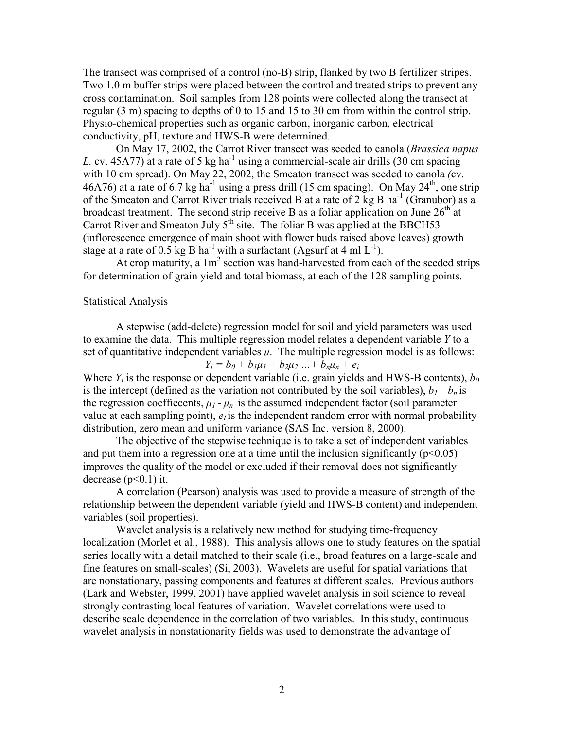The transect was comprised of a control (no-B) strip, flanked by two B fertilizer stripes. Two 1.0 m buffer strips were placed between the control and treated strips to prevent any cross contamination. Soil samples from 128 points were collected along the transect at regular (3 m) spacing to depths of 0 to 15 and 15 to 30 cm from within the control strip. Physio-chemical properties such as organic carbon, inorganic carbon, electrical conductivity, pH, texture and HWS-B were determined.

On May 17, 2002, the Carrot River transect was seeded to canola (*Brassica napus L.* cv. 45A77) at a rate of 5 kg ha$^{-1}$ using a commercial-scale air drills (30 cm spacing with 10 cm spread). On May 22, 2002, the Smeaton transect was seeded to canola *(*cv. 46A76) at a rate of 6.7 kg ha$^{-1}$ using a press drill (15 cm spacing). On May 24$^{th}$, one strip of the Smeaton and Carrot River trials received B at a rate of 2 kg B ha$^{-1}$ (Granubor) as a broadcast treatment. The second strip receive B as a foliar application on June 26$^{th}$ at Carrot River and Smeaton July 5$^{th}$ site. The foliar B was applied at the BBCH53 (inflorescence emergence of main shoot with flower buds raised above leaves) growth stage at a rate of 0.5 kg B ha$^{-1}$ with a surfactant (Agsurf at 4 ml L$^{-1}$).

At crop maturity, a 1m$^2$ section was hand-harvested from each of the seeded strips for determination of grain yield and total biomass, at each of the 128 sampling points.

## Statistical Analysis

A stepwise (add-delete) regression model for soil and yield parameters was used to examine the data. This multiple regression model relates a dependent variable *Y* to a set of quantitative independent variables $\mu$. The multiple regression model is as follows:

$$Y_i = b_0 + b_1\mu_1 + b_2\mu_2 \ldots + b_n\mu_n + e_i$$

Where $Y_i$ is the response or dependent variable (i.e. grain yields and HWS-B contents), $b_0$ is the intercept (defined as the variation not contributed by the soil variables), $b_1 - b_n$ is the regression coeffecents, $\mu_1$ - $\mu_n$ is the assumed independent factor (soil parameter value at each sampling point), $e_I$ is the independent random error with normal probability distribution, zero mean and uniform variance (SAS Inc. version 8, 2000).

The objective of the stepwise technique is to take a set of independent variables and put them into a regression one at a time until the inclusion significantly ($p<0.05$) improves the quality of the model or excluded if their removal does not significantly decrease ($p<0.1$) it.

A correlation (Pearson) analysis was used to provide a measure of strength of the relationship between the dependent variable (yield and HWS-B content) and independent variables (soil properties).

Wavelet analysis is a relatively new method for studying time-frequency localization (Morlet et al., 1988). This analysis allows one to study features on the spatial series locally with a detail matched to their scale (i.e., broad features on a large-scale and fine features on small-scales) (Si, 2003). Wavelets are useful for spatial variations that are nonstationary, passing components and features at different scales. Previous authors (Lark and Webster, 1999, 2001) have applied wavelet analysis in soil science to reveal strongly contrasting local features of variation. Wavelet correlations were used to describe scale dependence in the correlation of two variables. In this study, continuous wavelet analysis in nonstationarity fields was used to demonstrate the advantage of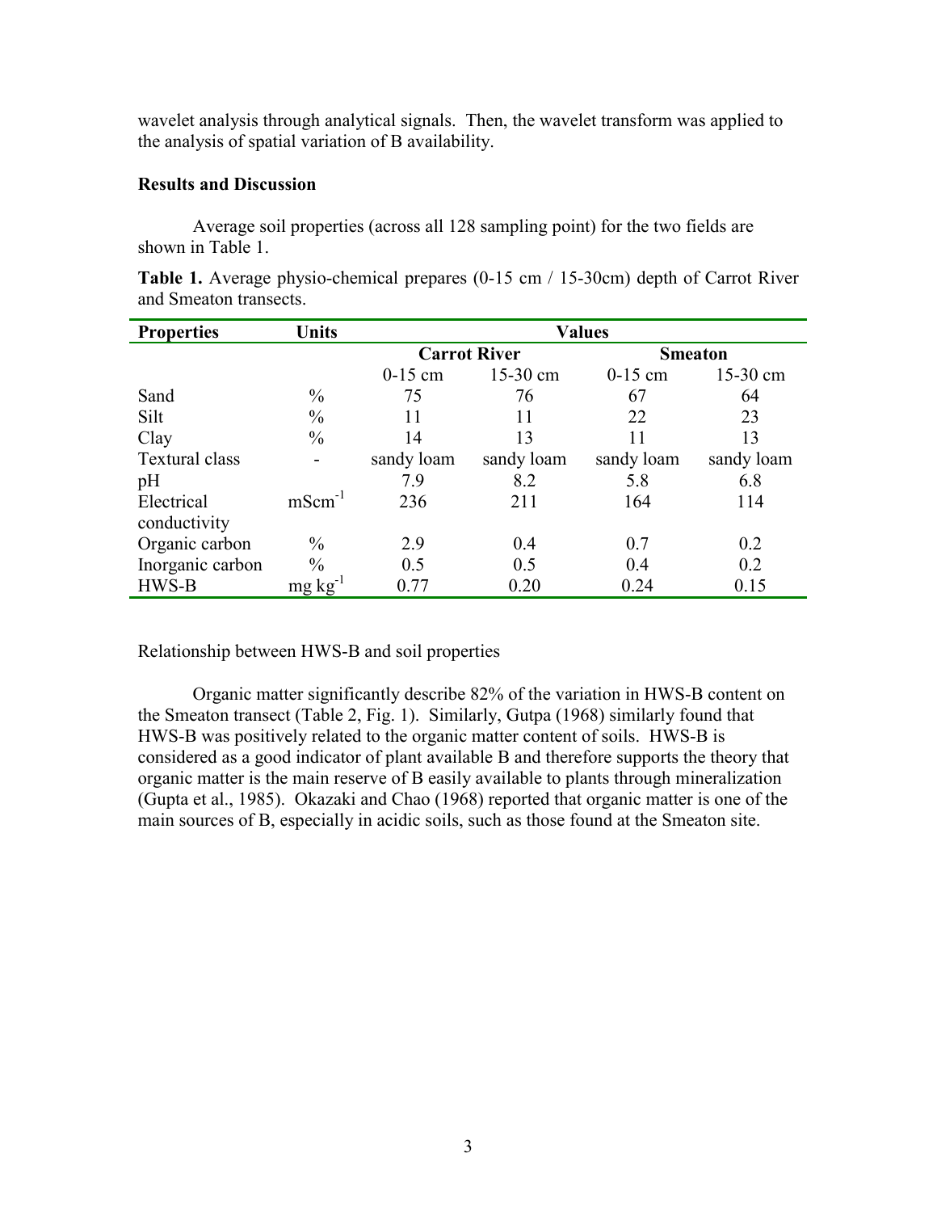wavelet analysis through analytical signals. Then, the wavelet transform was applied to the analysis of spatial variation of B availability.

**Results and Discussion**

Average soil properties (across all 128 sampling point) for the two fields are shown in Table 1.

**Table 1.** Average physio-chemical prepares (0-15 cm / 15-30cm) depth of Carrot River and Smeaton transects.

| Properties | Units | Values | | | |
|---|---|---|---|---|---|
| | | Carrot River | | Smeaton | |
| | | 0-15 cm | 15-30 cm | 0-15 cm | 15-30 cm |
| Sand | % | 75 | 76 | 67 | 64 |
| Silt | % | 11 | 11 | 22 | 23 |
| Clay | % | 14 | 13 | 11 | 13 |
| Textural class | - | sandy loam | sandy loam | sandy loam | sandy loam |
| pH | | 7.9 | 8.2 | 5.8 | 6.8 |
| Electrical conductivity | $mScm^{-1}$ | 236 | 211 | 164 | 114 |
| Organic carbon | % | 2.9 | 0.4 | 0.7 | 0.2 |
| Inorganic carbon | % | 0.5 | 0.5 | 0.4 | 0.2 |
| HWS-B | $mg\ kg^{-1}$ | 0.77 | 0.20 | 0.24 | 0.15 |

Relationship between HWS-B and soil properties

Organic matter significantly describe 82% of the variation in HWS-B content on the Smeaton transect (Table 2, Fig. 1). Similarly, Gutpa (1968) similarly found that HWS-B was positively related to the organic matter content of soils. HWS-B is considered as a good indicator of plant available B and therefore supports the theory that organic matter is the main reserve of B easily available to plants through mineralization (Gupta et al., 1985). Okazaki and Chao (1968) reported that organic matter is one of the main sources of B, especially in acidic soils, such as those found at the Smeaton site.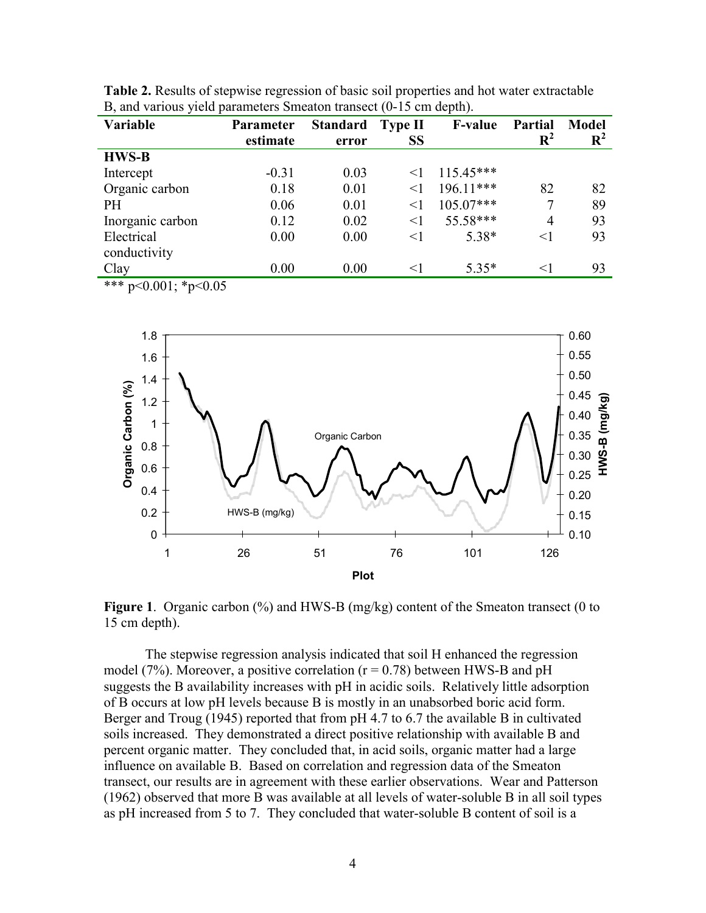**Table 2.** Results of stepwise regression of basic soil properties and hot water extractable B, and various yield parameters Smeaton transect (0-15 cm depth).

| Variable | Parameter estimate | Standard error | Type II SS | F-value | Partial $R^2$ | Model $R^2$ |
|---|---|---|---|---|---|---|
| **HWS-B** | | | | | | |
| Intercept | -0.31 | 0.03 | <1 | 115.45*** | | |
| Organic carbon | 0.18 | 0.01 | <1 | 196.11*** | 82 | 82 |
| PH | 0.06 | 0.01 | <1 | 105.07*** | 7 | 89 |
| Inorganic carbon | 0.12 | 0.02 | <1 | 55.58*** | 4 | 93 |
| Electrical conductivity | 0.00 | 0.00 | <1 | 5.38* | <1 | 93 |
| Clay | 0.00 | 0.00 | <1 | 5.35* | <1 | 93 |

*** $p<0.001$; * $p<0.05$

**Figure 1**. Organic carbon (%) and HWS-B (mg/kg) content of the Smeaton transect (0 to 15 cm depth).

The stepwise regression analysis indicated that soil H enhanced the regression model (7%). Moreover, a positive correlation ($r = 0.78$) between HWS-B and pH suggests the B availability increases with pH in acidic soils. Relatively little adsorption of B occurs at low pH levels because B is mostly in an unabsorbed boric acid form. Berger and Troug (1945) reported that from pH 4.7 to 6.7 the available B in cultivated soils increased. They demonstrated a direct positive relationship with available B and percent organic matter. They concluded that, in acid soils, organic matter had a large influence on available B. Based on correlation and regression data of the Smeaton transect, our results are in agreement with these earlier observations. Wear and Patterson (1962) observed that more B was available at all levels of water-soluble B in all soil types as pH increased from 5 to 7. They concluded that water-soluble B content of soil is a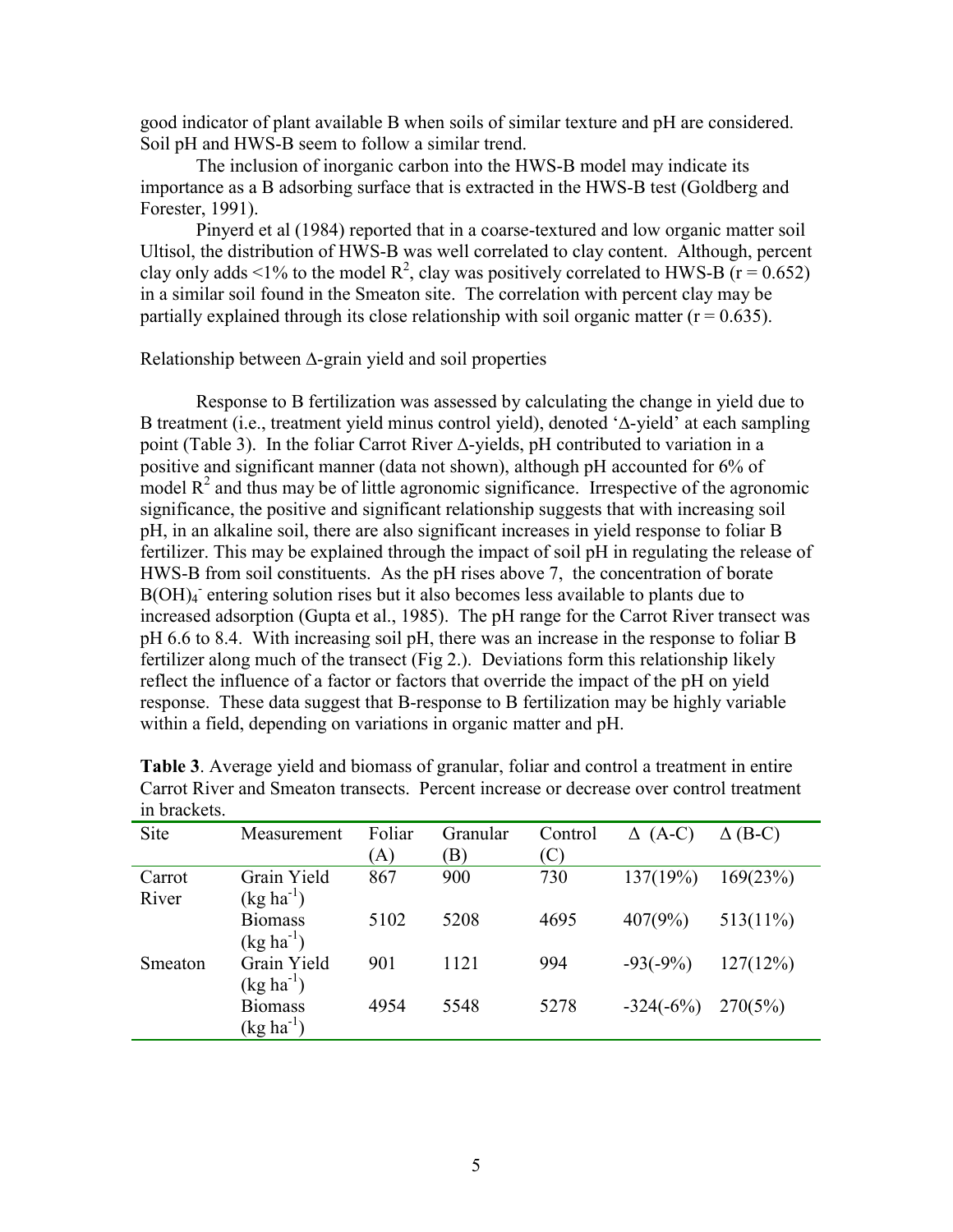good indicator of plant available B when soils of similar texture and pH are considered. Soil pH and HWS-B seem to follow a similar trend.

The inclusion of inorganic carbon into the HWS-B model may indicate its importance as a B adsorbing surface that is extracted in the HWS-B test (Goldberg and Forester, 1991).

Pinyerd et al (1984) reported that in a coarse-textured and low organic matter soil Ultisol, the distribution of HWS-B was well correlated to clay content. Although, percent clay only adds <1% to the model $R^2$, clay was positively correlated to HWS-B ($r = 0.652$) in a similar soil found in the Smeaton site. The correlation with percent clay may be partially explained through its close relationship with soil organic matter ($r = 0.635$).

Relationship between Δ-grain yield and soil properties

Response to B fertilization was assessed by calculating the change in yield due to B treatment (i.e., treatment yield minus control yield), denoted 'Δ-yield' at each sampling point (Table 3). In the foliar Carrot River Δ-yields, pH contributed to variation in a positive and significant manner (data not shown), although pH accounted for 6% of model $R^2$ and thus may be of little agronomic significance. Irrespective of the agronomic significance, the positive and significant relationship suggests that with increasing soil pH, in an alkaline soil, there are also significant increases in yield response to foliar B fertilizer. This may be explained through the impact of soil pH in regulating the release of HWS-B from soil constituents. As the pH rises above 7, the concentration of borate $B(OH)_4^-$ entering solution rises but it also becomes less available to plants due to increased adsorption (Gupta et al., 1985). The pH range for the Carrot River transect was pH 6.6 to 8.4. With increasing soil pH, there was an increase in the response to foliar B fertilizer along much of the transect (Fig 2.). Deviations form this relationship likely reflect the influence of a factor or factors that override the impact of the pH on yield response. These data suggest that B-response to B fertilization may be highly variable within a field, depending on variations in organic matter and pH.

**Table 3**. Average yield and biomass of granular, foliar and control a treatment in entire Carrot River and Smeaton transects. Percent increase or decrease over control treatment in brackets.

| Site | Measurement | Foliar (A) | Granular (B) | Control (C) | Δ (A-C) | Δ (B-C) |
|---|---|---|---|---|---|---|
| Carrot River | Grain Yield (kg ha$^{-1}$) | 867 | 900 | 730 | 137(19%) | 169(23%) |
| | Biomass (kg ha$^{-1}$) | 5102 | 5208 | 4695 | 407(9%) | 513(11%) |
| Smeaton | Grain Yield (kg ha$^{-1}$) | 901 | 1121 | 994 | -93(-9%) | 127(12%) |
| | Biomass (kg ha$^{-1}$) | 4954 | 5548 | 5278 | -324(-6%) | 270(5%) |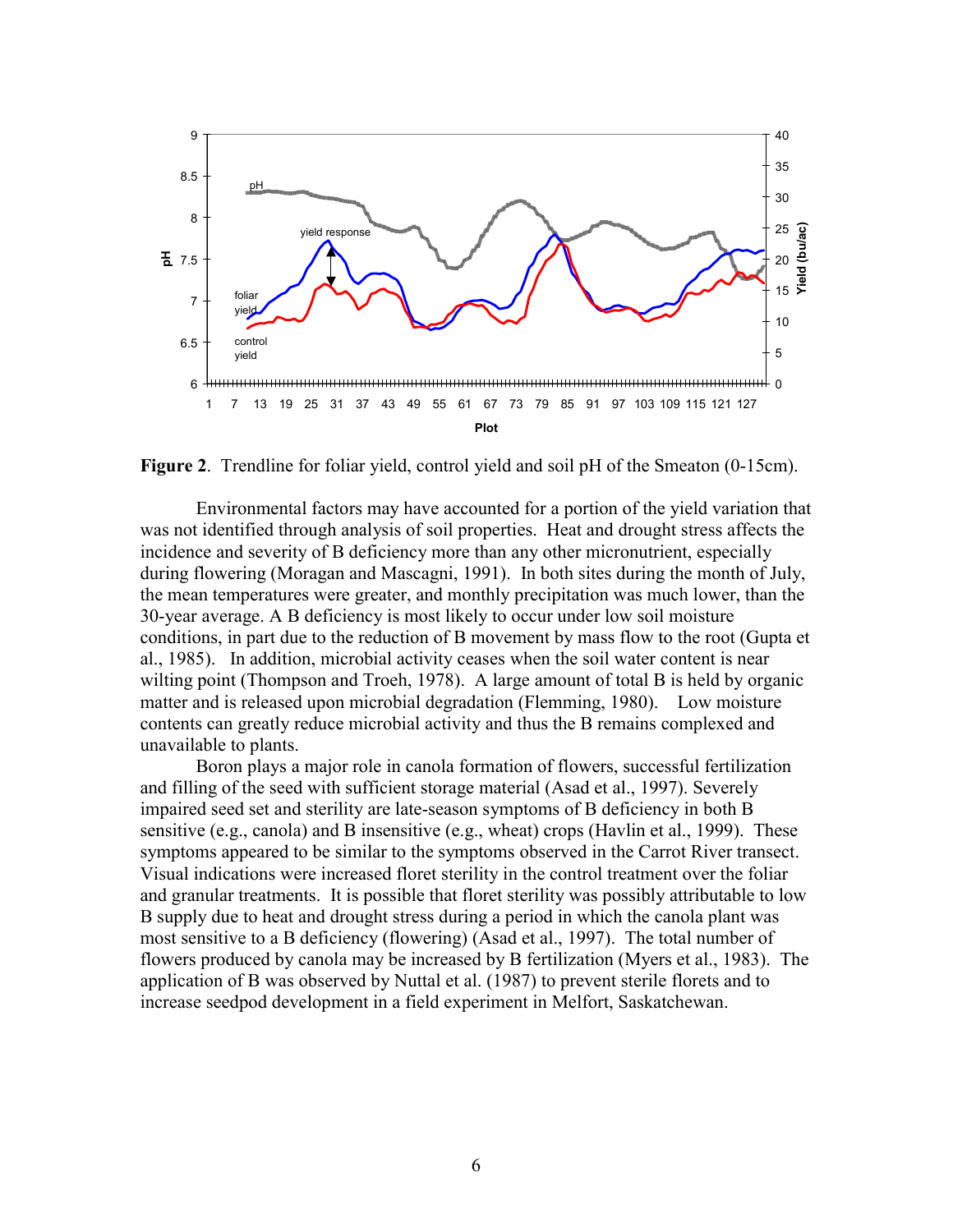**Figure 2**. Trendline for foliar yield, control yield and soil pH of the Smeaton (0-15cm).

Environmental factors may have accounted for a portion of the yield variation that was not identified through analysis of soil properties. Heat and drought stress affects the incidence and severity of B deficiency more than any other micronutrient, especially during flowering (Moragan and Mascagni, 1991). In both sites during the month of July, the mean temperatures were greater, and monthly precipitation was much lower, than the 30-year average. A B deficiency is most likely to occur under low soil moisture conditions, in part due to the reduction of B movement by mass flow to the root (Gupta et al., 1985). In addition, microbial activity ceases when the soil water content is near wilting point (Thompson and Troeh, 1978). A large amount of total B is held by organic matter and is released upon microbial degradation (Flemming, 1980). Low moisture contents can greatly reduce microbial activity and thus the B remains complexed and unavailable to plants.

Boron plays a major role in canola formation of flowers, successful fertilization and filling of the seed with sufficient storage material (Asad et al., 1997). Severely impaired seed set and sterility are late-season symptoms of B deficiency in both B sensitive (e.g., canola) and B insensitive (e.g., wheat) crops (Havlin et al., 1999). These symptoms appeared to be similar to the symptoms observed in the Carrot River transect. Visual indications were increased floret sterility in the control treatment over the foliar and granular treatments. It is possible that floret sterility was possibly attributable to low B supply due to heat and drought stress during a period in which the canola plant was most sensitive to a B deficiency (flowering) (Asad et al., 1997). The total number of flowers produced by canola may be increased by B fertilization (Myers et al., 1983). The application of B was observed by Nuttal et al. (1987) to prevent sterile florets and to increase seedpod development in a field experiment in Melfort, Saskatchewan.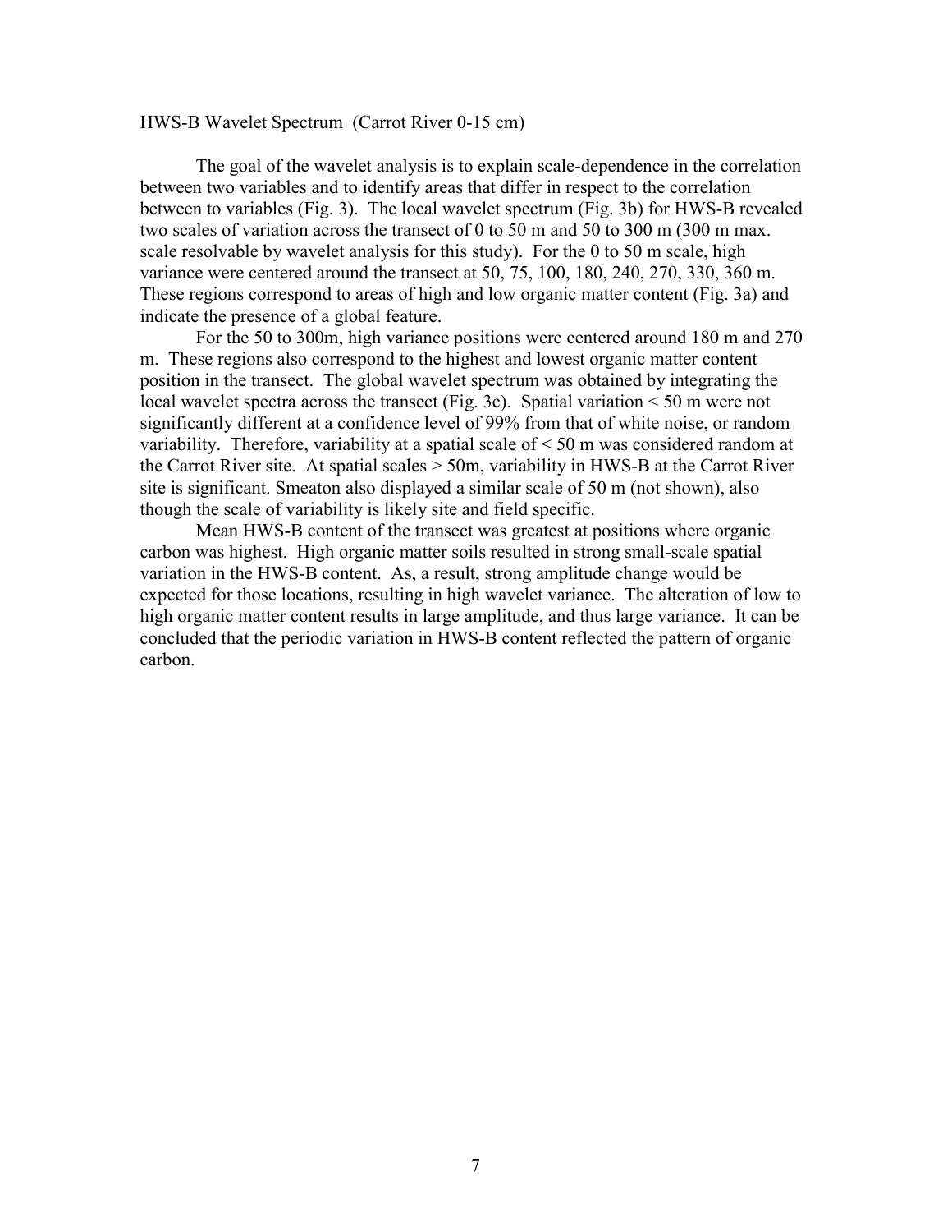HWS-B Wavelet Spectrum (Carrot River 0-15 cm)

The goal of the wavelet analysis is to explain scale-dependence in the correlation between two variables and to identify areas that differ in respect to the correlation between to variables (Fig. 3). The local wavelet spectrum (Fig. 3b) for HWS-B revealed two scales of variation across the transect of 0 to 50 m and 50 to 300 m (300 m max. scale resolvable by wavelet analysis for this study). For the 0 to 50 m scale, high variance were centered around the transect at 50, 75, 100, 180, 240, 270, 330, 360 m. These regions correspond to areas of high and low organic matter content (Fig. 3a) and indicate the presence of a global feature.

For the 50 to 300m, high variance positions were centered around 180 m and 270 m. These regions also correspond to the highest and lowest organic matter content position in the transect. The global wavelet spectrum was obtained by integrating the local wavelet spectra across the transect (Fig. 3c). Spatial variation < 50 m were not significantly different at a confidence level of 99% from that of white noise, or random variability. Therefore, variability at a spatial scale of < 50 m was considered random at the Carrot River site. At spatial scales > 50m, variability in HWS-B at the Carrot River site is significant. Smeaton also displayed a similar scale of 50 m (not shown), also though the scale of variability is likely site and field specific.

Mean HWS-B content of the transect was greatest at positions where organic carbon was highest. High organic matter soils resulted in strong small-scale spatial variation in the HWS-B content. As, a result, strong amplitude change would be expected for those locations, resulting in high wavelet variance. The alteration of low to high organic matter content results in large amplitude, and thus large variance. It can be concluded that the periodic variation in HWS-B content reflected the pattern of organic carbon.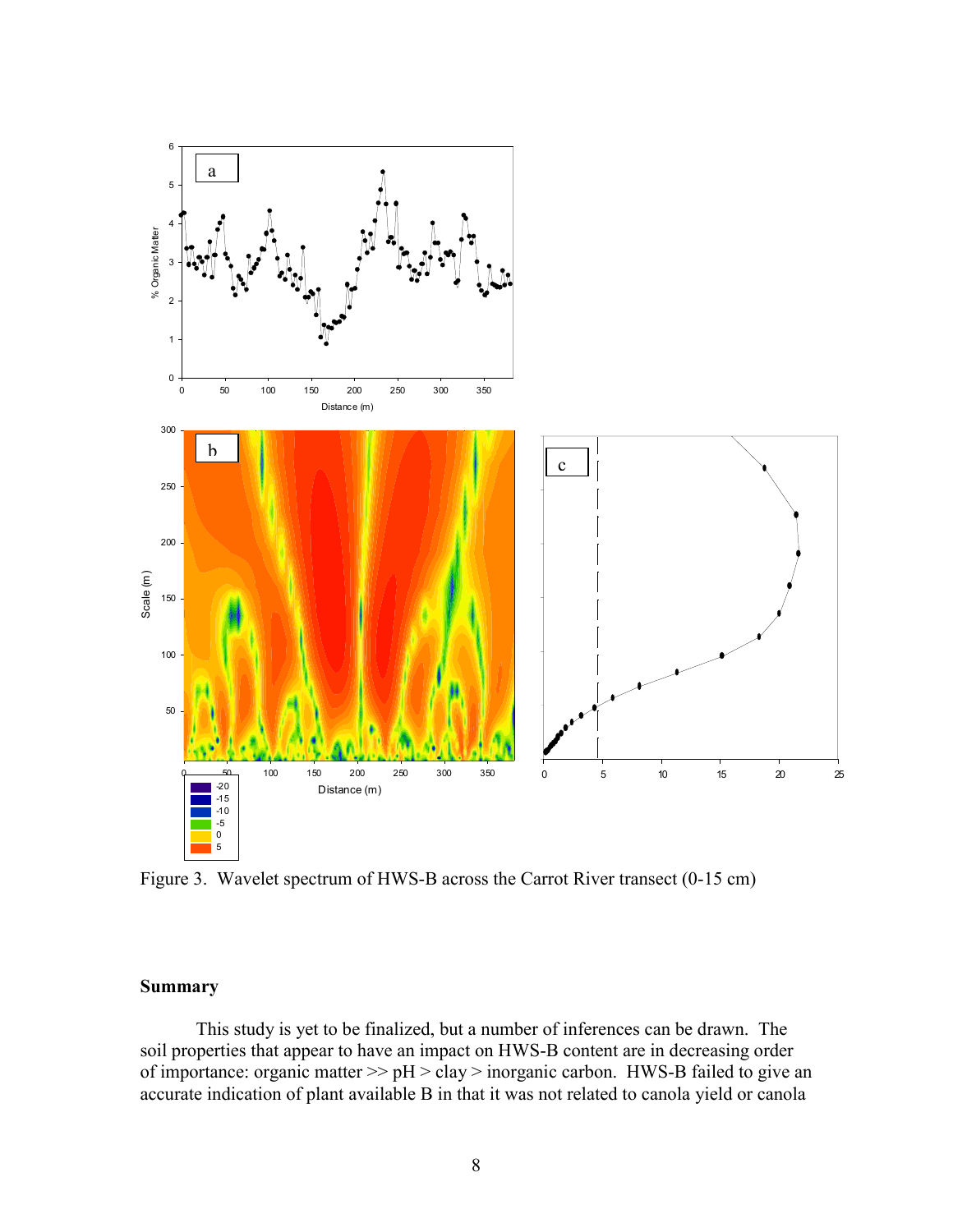Figure 3. Wavelet spectrum of HWS-B across the Carrot River transect (0-15 cm)

## Summary

This study is yet to be finalized, but a number of inferences can be drawn. The soil properties that appear to have an impact on HWS-B content are in decreasing order of importance: organic matter >> pH > clay > inorganic carbon. HWS-B failed to give an accurate indication of plant available B in that it was not related to canola yield or canola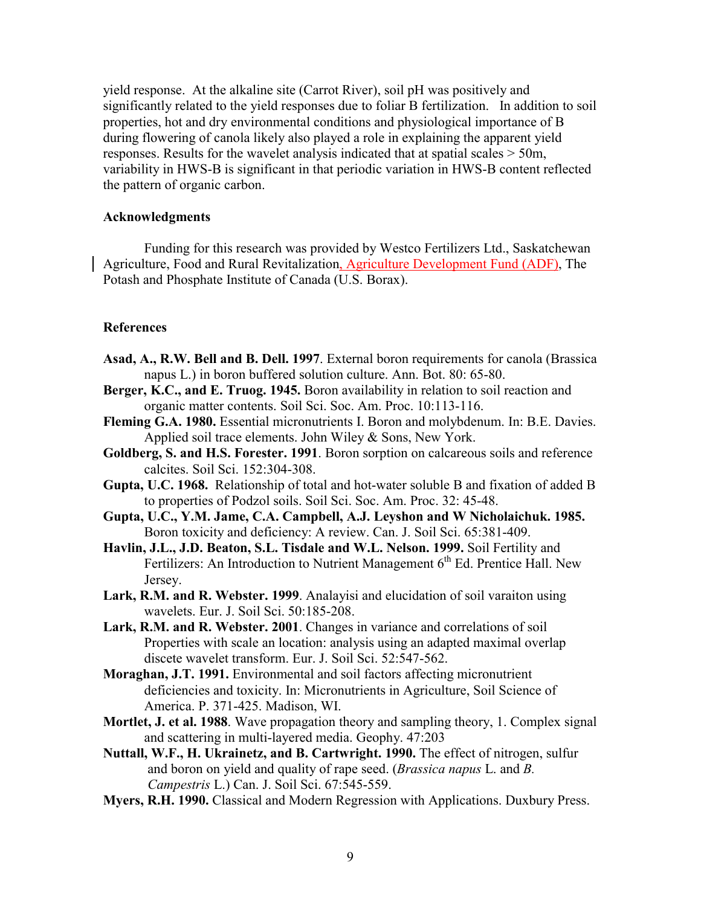yield response. At the alkaline site (Carrot River), soil pH was positively and significantly related to the yield responses due to foliar B fertilization. In addition to soil properties, hot and dry environmental conditions and physiological importance of B during flowering of canola likely also played a role in explaining the apparent yield responses. Results for the wavelet analysis indicated that at spatial scales > 50m, variability in HWS-B is significant in that periodic variation in HWS-B content reflected the pattern of organic carbon.

### Acknowledgments

Funding for this research was provided by Westco Fertilizers Ltd., Saskatchewan Agriculture, Food and Rural Revitalization, Agriculture Development Fund (ADF), The Potash and Phosphate Institute of Canada (U.S. Borax).

### References

**Asad, A., R.W. Bell and B. Dell. 1997**. External boron requirements for canola (Brassica napus L.) in boron buffered solution culture. Ann. Bot. 80: 65-80.

**Berger, K.C., and E. Truog. 1945.** Boron availability in relation to soil reaction and organic matter contents. Soil Sci. Soc. Am. Proc. 10:113-116.

**Fleming G.A. 1980.** Essential micronutrients I. Boron and molybdenum. In: B.E. Davies. Applied soil trace elements. John Wiley & Sons, New York.

**Goldberg, S. and H.S. Forester. 1991**. Boron sorption on calcareous soils and reference calcites. Soil Sci. 152:304-308.

**Gupta, U.C. 1968.** Relationship of total and hot-water soluble B and fixation of added B to properties of Podzol soils. Soil Sci. Soc. Am. Proc. 32: 45-48.

**Gupta, U.C., Y.M. Jame, C.A. Campbell, A.J. Leyshon and W Nicholaichuk. 1985.** Boron toxicity and deficiency: A review. Can. J. Soil Sci. 65:381-409.

**Havlin, J.L., J.D. Beaton, S.L. Tisdale and W.L. Nelson. 1999.** Soil Fertility and Fertilizers: An Introduction to Nutrient Management 6th Ed. Prentice Hall. New Jersey.

**Lark, R.M. and R. Webster. 1999**. Analayisi and elucidation of soil varaiton using wavelets. Eur. J. Soil Sci. 50:185-208.

**Lark, R.M. and R. Webster. 2001**. Changes in variance and correlations of soil Properties with scale an location: analysis using an adapted maximal overlap discete wavelet transform. Eur. J. Soil Sci. 52:547-562.

**Moraghan, J.T. 1991.** Environmental and soil factors affecting micronutrient deficiencies and toxicity. In: Micronutrients in Agriculture, Soil Science of America. P. 371-425. Madison, WI.

**Mortlet, J. et al. 1988**. Wave propagation theory and sampling theory, 1. Complex signal and scattering in multi-layered media. Geophy. 47:203

**Nuttall, W.F., H. Ukrainetz, and B. Cartwright. 1990.** The effect of nitrogen, sulfur and boron on yield and quality of rape seed. (*Brassica napus* L. and *B. Campestris* L.) Can. J. Soil Sci. 67:545-559.

**Myers, R.H. 1990.** Classical and Modern Regression with Applications. Duxbury Press.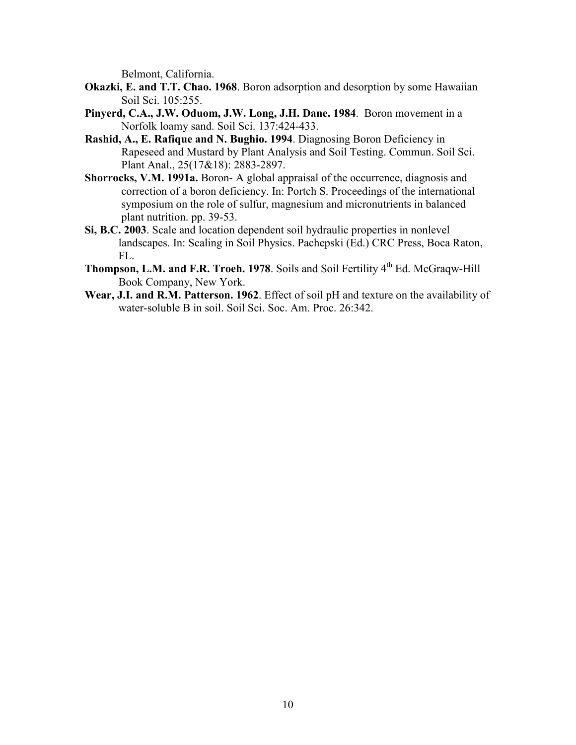Belmont, California.

**Okazki, E. and T.T. Chao. 1968**. Boron adsorption and desorption by some Hawaiian Soil Sci. 105:255.

**Pinyerd, C.A., J.W. Oduom, J.W. Long, J.H. Dane. 1984**. Boron movement in a Norfolk loamy sand. Soil Sci. 137:424-433.

**Rashid, A., E. Rafique and N. Bughio. 1994**. Diagnosing Boron Deficiency in Rapeseed and Mustard by Plant Analysis and Soil Testing. Commun. Soil Sci. Plant Anal., 25(17&18): 2883-2897.

**Shorrocks, V.M. 1991a.** Boron- A global appraisal of the occurrence, diagnosis and correction of a boron deficiency. In: Portch S. Proceedings of the international symposium on the role of sulfur, magnesium and micronutrients in balanced plant nutrition. pp. 39-53.

**Si, B.C. 2003**. Scale and location dependent soil hydraulic properties in nonlevel landscapes. In: Scaling in Soil Physics. Pachepski (Ed.) CRC Press, Boca Raton, FL.

**Thompson, L.M. and F.R. Troeh. 1978**. Soils and Soil Fertility 4th Ed. McGraqw-Hill Book Company, New York.

**Wear, J.I. and R.M. Patterson. 1962**. Effect of soil pH and texture on the availability of water-soluble B in soil. Soil Sci. Soc. Am. Proc. 26:342.